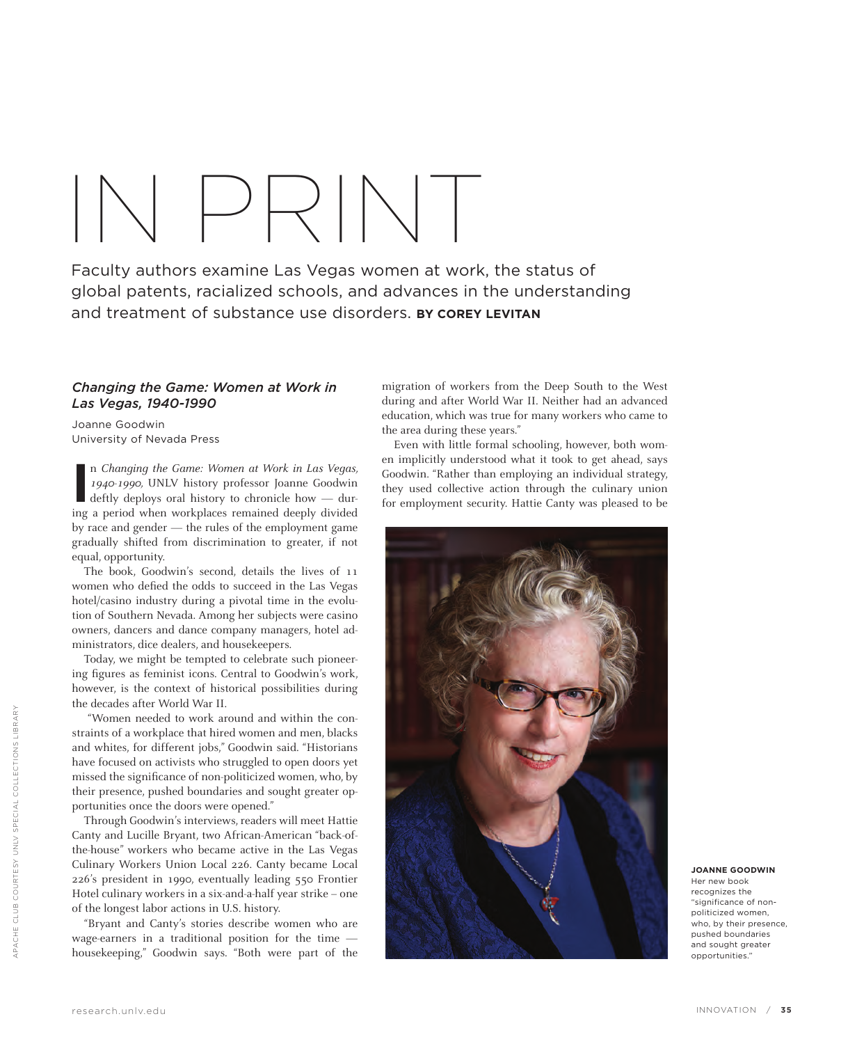# IN PRINT

Faculty authors examine Las Vegas women at work, the status of global patents, racialized schools, and advances in the understanding and treatment of substance use disorders. **BY COREY LEVITAN**

### *Changing the Game: Women at Work in Las Vegas, 1940-1990*

Joanne Goodwin
University of Nevada Press

In *Changing the Game: Women at Work in Las Vegas, 1940-1990,* UNLV history professor Joanne Goodwin deftly deploys oral history to chronicle how — during a period when workplaces remained deeply divided by race and gender — the rules of the employment game gradually shifted from discrimination to greater, if not equal, opportunity.

The book, Goodwin's second, details the lives of 11 women who defied the odds to succeed in the Las Vegas hotel/casino industry during a pivotal time in the evolution of Southern Nevada. Among her subjects were casino owners, dancers and dance company managers, hotel administrators, dice dealers, and housekeepers.

Today, we might be tempted to celebrate such pioneering figures as feminist icons. Central to Goodwin's work, however, is the context of historical possibilities during the decades after World War II.

"Women needed to work around and within the constraints of a workplace that hired women and men, blacks and whites, for different jobs," Goodwin said. "Historians have focused on activists who struggled to open doors yet missed the significance of non-politicized women, who, by their presence, pushed boundaries and sought greater opportunities once the doors were opened."

Through Goodwin's interviews, readers will meet Hattie Canty and Lucille Bryant, two African-American "back-of-the-house" workers who became active in the Las Vegas Culinary Workers Union Local 226. Canty became Local 226's president in 1990, eventually leading 550 Frontier Hotel culinary workers in a six-and-a-half year strike – one of the longest labor actions in U.S. history.

"Bryant and Canty's stories describe women who are wage-earners in a traditional position for the time — housekeeping," Goodwin says. "Both were part of the migration of workers from the Deep South to the West during and after World War II. Neither had an advanced education, which was true for many workers who came to the area during these years."

Even with little formal schooling, however, both women implicitly understood what it took to get ahead, says Goodwin. "Rather than employing an individual strategy, they used collective action through the culinary union for employment security. Hattie Canty was pleased to be

**JOANNE GOODWIN**
Her new book recognizes the "significance of non-politicized women, who, by their presence, pushed boundaries and sought greater opportunities."

APACHE CLUB COURTESY UNLV SPECIAL COLLECTIONS LIBRARY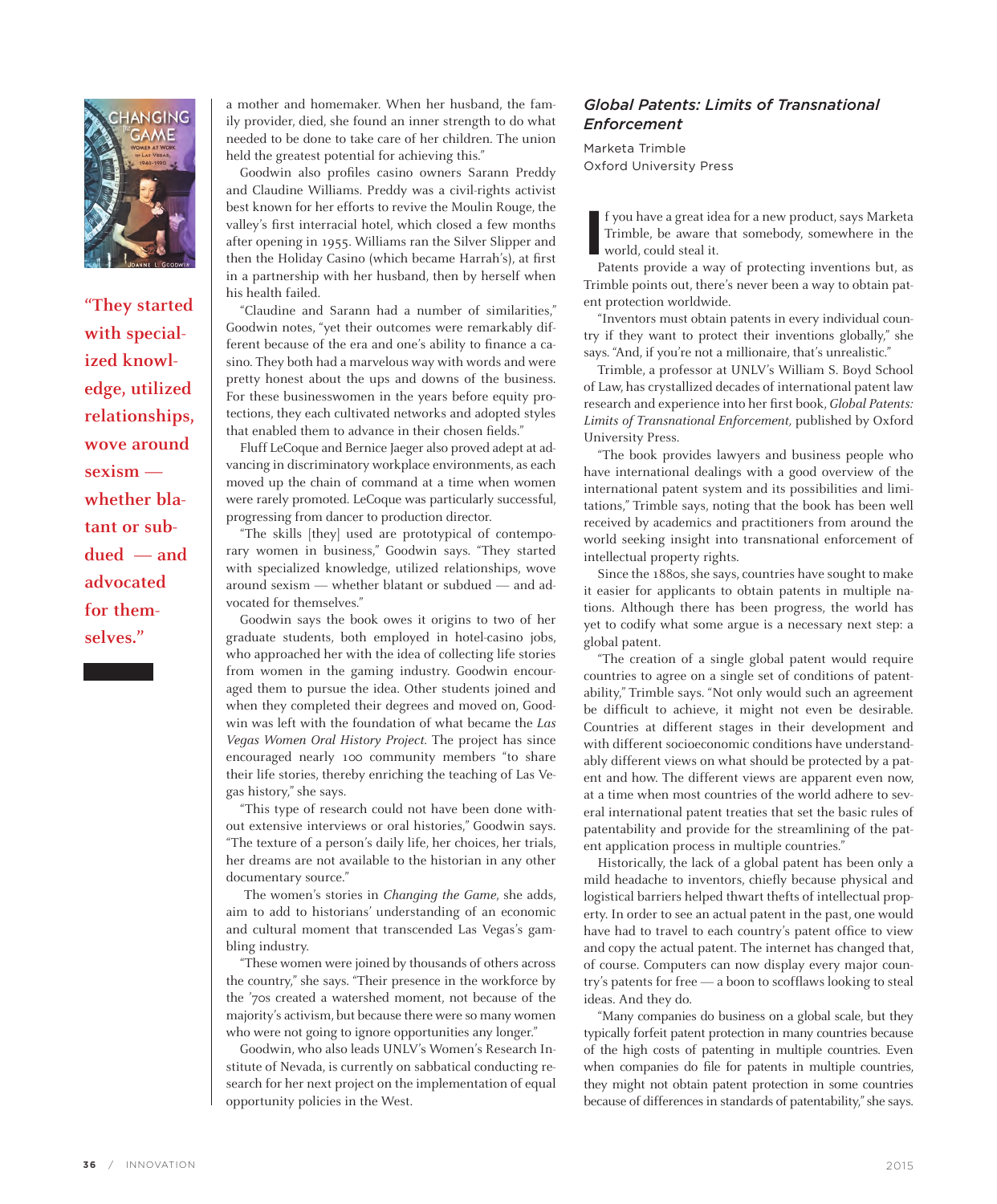"They started with specialized knowledge, utilized relationships, wove around sexism — whether blatant or subdued — and advocated for themselves."

a mother and homemaker. When her husband, the family provider, died, she found an inner strength to do what needed to be done to take care of her children. The union held the greatest potential for achieving this."

Goodwin also profiles casino owners Sarann Preddy and Claudine Williams. Preddy was a civil-rights activist best known for her efforts to revive the Moulin Rouge, the valley's first interracial hotel, which closed a few months after opening in 1955. Williams ran the Silver Slipper and then the Holiday Casino (which became Harrah's), at first in a partnership with her husband, then by herself when his health failed.

"Claudine and Sarann had a number of similarities," Goodwin notes, "yet their outcomes were remarkably different because of the era and one's ability to finance a casino. They both had a marvelous way with words and were pretty honest about the ups and downs of the business. For these businesswomen in the years before equity protections, they each cultivated networks and adopted styles that enabled them to advance in their chosen fields."

Fluff LeCoque and Bernice Jaeger also proved adept at advancing in discriminatory workplace environments, as each moved up the chain of command at a time when women were rarely promoted. LeCoque was particularly successful, progressing from dancer to production director.

"The skills [they] used are prototypical of contemporary women in business," Goodwin says. "They started with specialized knowledge, utilized relationships, wove around sexism — whether blatant or subdued — and advocated for themselves."

Goodwin says the book owes it origins to two of her graduate students, both employed in hotel-casino jobs, who approached her with the idea of collecting life stories from women in the gaming industry. Goodwin encouraged them to pursue the idea. Other students joined and when they completed their degrees and moved on, Goodwin was left with the foundation of what became the *Las Vegas Women Oral History Project*. The project has since encouraged nearly 100 community members "to share their life stories, thereby enriching the teaching of Las Vegas history," she says.

"This type of research could not have been done without extensive interviews or oral histories," Goodwin says. "The texture of a person's daily life, her choices, her trials, her dreams are not available to the historian in any other documentary source."

The women's stories in *Changing the Game*, she adds, aim to add to historians' understanding of an economic and cultural moment that transcended Las Vegas's gambling industry.

"These women were joined by thousands of others across the country," she says. "Their presence in the workforce by the '70s created a watershed moment, not because of the majority's activism, but because there were so many women who were not going to ignore opportunities any longer."

Goodwin, who also leads UNLV's Women's Research Institute of Nevada, is currently on sabbatical conducting research for her next project on the implementation of equal opportunity policies in the West.

## *Global Patents: Limits of Transnational Enforcement*

Marketa Trimble
Oxford University Press

If you have a great idea for a new product, says Marketa Trimble, be aware that somebody, somewhere in the world, could steal it.

Patents provide a way of protecting inventions but, as Trimble points out, there's never been a way to obtain patent protection worldwide.

"Inventors must obtain patents in every individual country if they want to protect their inventions globally," she says. "And, if you're not a millionaire, that's unrealistic."

Trimble, a professor at UNLV's William S. Boyd School of Law, has crystallized decades of international patent law research and experience into her first book, *Global Patents: Limits of Transnational Enforcement*, published by Oxford University Press.

"The book provides lawyers and business people who have international dealings with a good overview of the international patent system and its possibilities and limitations," Trimble says, noting that the book has been well received by academics and practitioners from around the world seeking insight into transnational enforcement of intellectual property rights.

Since the 1880s, she says, countries have sought to make it easier for applicants to obtain patents in multiple nations. Although there has been progress, the world has yet to codify what some argue is a necessary next step: a global patent.

"The creation of a single global patent would require countries to agree on a single set of conditions of patentability," Trimble says. "Not only would such an agreement be difficult to achieve, it might not even be desirable. Countries at different stages in their development and with different socioeconomic conditions have understandably different views on what should be protected by a patent and how. The different views are apparent even now, at a time when most countries of the world adhere to several international patent treaties that set the basic rules of patentability and provide for the streamlining of the patent application process in multiple countries."

Historically, the lack of a global patent has been only a mild headache to inventors, chiefly because physical and logistical barriers helped thwart thefts of intellectual property. In order to see an actual patent in the past, one would have had to travel to each country's patent office to view and copy the actual patent. The internet has changed that, of course. Computers can now display every major country's patents for free — a boon to scofflaws looking to steal ideas. And they do.

"Many companies do business on a global scale, but they typically forfeit patent protection in many countries because of the high costs of patenting in multiple countries. Even when companies do file for patents in multiple countries, they might not obtain patent protection in some countries because of differences in standards of patentability," she says.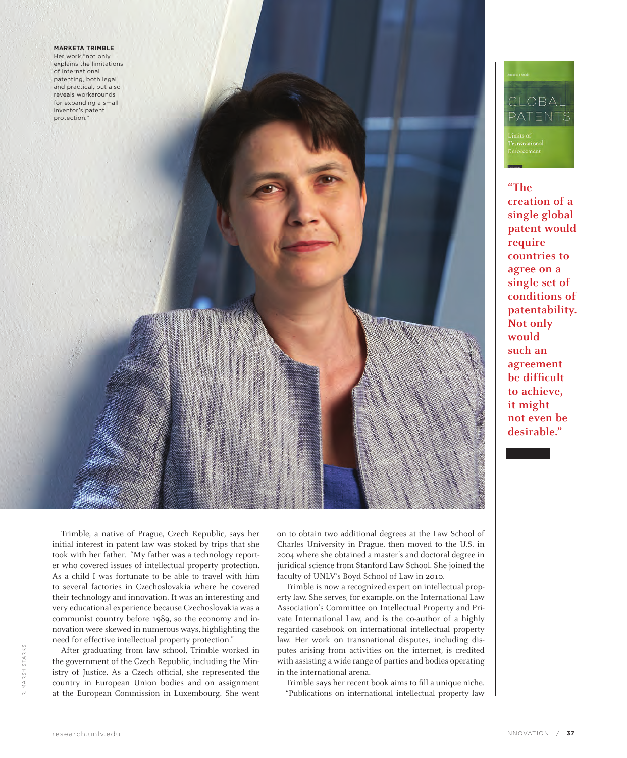**MARKETA TRIMBLE**
Her work "not only explains the limitations of international patenting, both legal and practical, but also reveals workarounds for expanding a small inventor's patent protection."

**"The creation of a single global patent would require countries to agree on a single set of conditions of patentability. Not only would such an agreement be difficult to achieve, it might not even be desirable."**

Trimble, a native of Prague, Czech Republic, says her initial interest in patent law was stoked by trips that she took with her father. "My father was a technology reporter who covered issues of intellectual property protection. As a child I was fortunate to be able to travel with him to several factories in Czechoslovakia where he covered their technology and innovation. It was an interesting and very educational experience because Czechoslovakia was a communist country before 1989, so the economy and innovation were skewed in numerous ways, highlighting the need for effective intellectual property protection."

After graduating from law school, Trimble worked in the government of the Czech Republic, including the Ministry of Justice. As a Czech official, she represented the country in European Union bodies and on assignment at the European Commission in Luxembourg. She went on to obtain two additional degrees at the Law School of Charles University in Prague, then moved to the U.S. in 2004 where she obtained a master's and doctoral degree in juridical science from Stanford Law School. She joined the faculty of UNLV's Boyd School of Law in 2010.

Trimble is now a recognized expert on intellectual property law. She serves, for example, on the International Law Association's Committee on Intellectual Property and Private International Law, and is the co-author of a highly regarded casebook on international intellectual property law. Her work on transnational disputes, including disputes arising from activities on the internet, is credited with assisting a wide range of parties and bodies operating in the international arena.

Trimble says her recent book aims to fill a unique niche. "Publications on international intellectual property law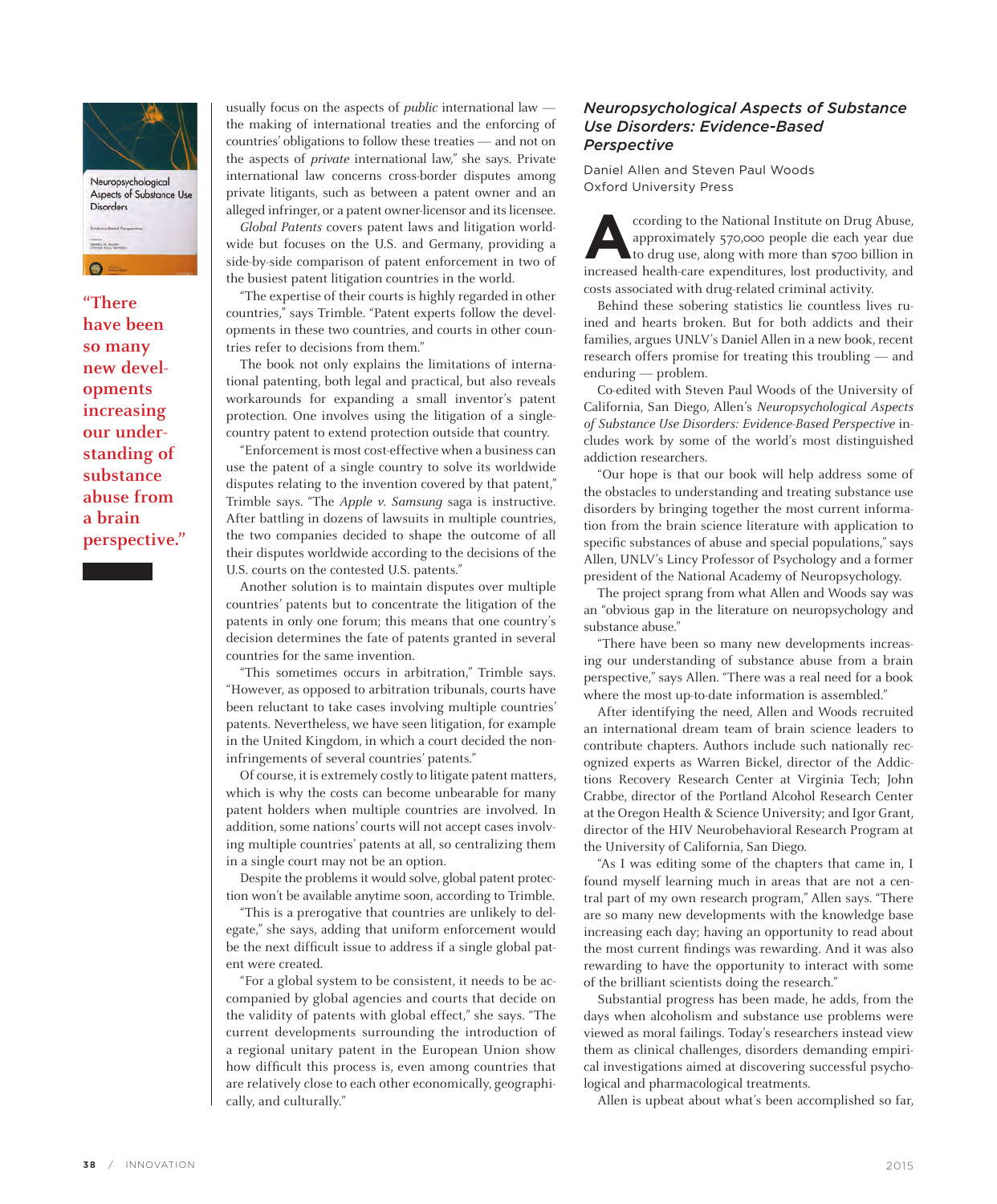usually focus on the aspects of *public* international law — the making of international treaties and the enforcing of countries' obligations to follow these treaties — and not on the aspects of *private* international law," she says. Private international law concerns cross-border disputes among private litigants, such as between a patent owner and an alleged infringer, or a patent owner-licensor and its licensee.

*Global Patents* covers patent laws and litigation worldwide but focuses on the U.S. and Germany, providing a side-by-side comparison of patent enforcement in two of the busiest patent litigation countries in the world.

"The expertise of their courts is highly regarded in other countries," says Trimble. "Patent experts follow the developments in these two countries, and courts in other countries refer to decisions from them."

The book not only explains the limitations of international patenting, both legal and practical, but also reveals workarounds for expanding a small inventor's patent protection. One involves using the litigation of a single-country patent to extend protection outside that country.

"Enforcement is most cost-effective when a business can use the patent of a single country to solve its worldwide disputes relating to the invention covered by that patent," Trimble says. "The *Apple v. Samsung* saga is instructive. After battling in dozens of lawsuits in multiple countries, the two companies decided to shape the outcome of all their disputes worldwide according to the decisions of the U.S. courts on the contested U.S. patents."

Another solution is to maintain disputes over multiple countries' patents but to concentrate the litigation of the patents in only one forum; this means that one country's decision determines the fate of patents granted in several countries for the same invention.

"This sometimes occurs in arbitration," Trimble says. "However, as opposed to arbitration tribunals, courts have been reluctant to take cases involving multiple countries' patents. Nevertheless, we have seen litigation, for example in the United Kingdom, in which a court decided the non-infringements of several countries' patents."

Of course, it is extremely costly to litigate patent matters, which is why the costs can become unbearable for many patent holders when multiple countries are involved. In addition, some nations' courts will not accept cases involving multiple countries' patents at all, so centralizing them in a single court may not be an option.

Despite the problems it would solve, global patent protection won't be available anytime soon, according to Trimble.

"This is a prerogative that countries are unlikely to delegate," she says, adding that uniform enforcement would be the next difficult issue to address if a single global patent were created.

"For a global system to be consistent, it needs to be accompanied by global agencies and courts that decide on the validity of patents with global effect," she says. "The current developments surrounding the introduction of a regional unitary patent in the European Union show how difficult this process is, even among countries that are relatively close to each other economically, geographically, and culturally."

## *Neuropsychological Aspects of Substance Use Disorders: Evidence-Based Perspective*

Daniel Allen and Steven Paul Woods
Oxford University Press

**"There have been so many new developments increasing our understanding of substance abuse from a brain perspective."**

According to the National Institute on Drug Abuse, approximately 570,000 people die each year due to drug use, along with more than $700 billion in increased health-care expenditures, lost productivity, and costs associated with drug-related criminal activity.

Behind these sobering statistics lie countless lives ruined and hearts broken. But for both addicts and their families, argues UNLV's Daniel Allen in a new book, recent research offers promise for treating this troubling — and enduring — problem.

Co-edited with Steven Paul Woods of the University of California, San Diego, Allen's *Neuropsychological Aspects of Substance Use Disorders: Evidence-Based Perspective* includes work by some of the world's most distinguished addiction researchers.

"Our hope is that our book will help address some of the obstacles to understanding and treating substance use disorders by bringing together the most current information from the brain science literature with application to specific substances of abuse and special populations," says Allen, UNLV's Lincy Professor of Psychology and a former president of the National Academy of Neuropsychology.

The project sprang from what Allen and Woods say was an "obvious gap in the literature on neuropsychology and substance abuse."

"There have been so many new developments increasing our understanding of substance abuse from a brain perspective," says Allen. "There was a real need for a book where the most up-to-date information is assembled."

After identifying the need, Allen and Woods recruited an international dream team of brain science leaders to contribute chapters. Authors include such nationally recognized experts as Warren Bickel, director of the Addictions Recovery Research Center at Virginia Tech; John Crabbe, director of the Portland Alcohol Research Center at the Oregon Health & Science University; and Igor Grant, director of the HIV Neurobehavioral Research Program at the University of California, San Diego.

"As I was editing some of the chapters that came in, I found myself learning much in areas that are not a central part of my own research program," Allen says. "There are so many new developments with the knowledge base increasing each day; having an opportunity to read about the most current findings was rewarding. And it was also rewarding to have the opportunity to interact with some of the brilliant scientists doing the research."

Substantial progress has been made, he adds, from the days when alcoholism and substance use problems were viewed as moral failings. Today's researchers instead view them as clinical challenges, disorders demanding empirical investigations aimed at discovering successful psychological and pharmacological treatments.

Allen is upbeat about what's been accomplished so far,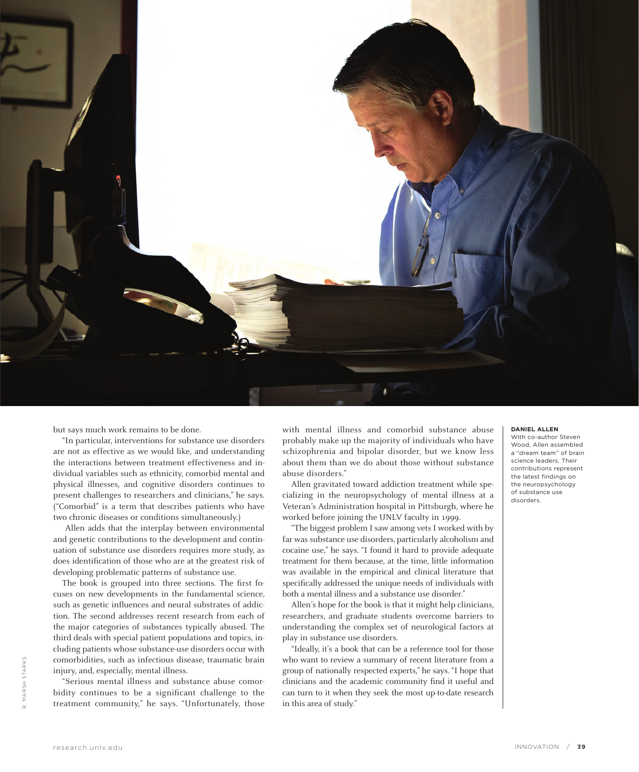but says much work remains to be done.

"In particular, interventions for substance use disorders are not as effective as we would like, and understanding the interactions between treatment effectiveness and individual variables such as ethnicity, comorbid mental and physical illnesses, and cognitive disorders continues to present challenges to researchers and clinicians," he says. ("Comorbid" is a term that describes patients who have two chronic diseases or conditions simultaneously.)

Allen adds that the interplay between environmental and genetic contributions to the development and continuation of substance use disorders requires more study, as does identification of those who are at the greatest risk of developing problematic patterns of substance use.

The book is grouped into three sections. The first focuses on new developments in the fundamental science, such as genetic influences and neural substrates of addiction. The second addresses recent research from each of the major categories of substances typically abused. The third deals with special patient populations and topics, including patients whose substance-use disorders occur with comorbidities, such as infectious disease, traumatic brain injury, and, especially, mental illness.

"Serious mental illness and substance abuse comorbidity continues to be a significant challenge to the treatment community," he says. "Unfortunately, those with mental illness and comorbid substance abuse probably make up the majority of individuals who have schizophrenia and bipolar disorder, but we know less about them than we do about those without substance abuse disorders."

Allen gravitated toward addiction treatment while specializing in the neuropsychology of mental illness at a Veteran's Administration hospital in Pittsburgh, where he worked before joining the UNLV faculty in 1999.

"The biggest problem I saw among vets I worked with by far was substance use disorders, particularly alcoholism and cocaine use," he says. "I found it hard to provide adequate treatment for them because, at the time, little information was available in the empirical and clinical literature that specifically addressed the unique needs of individuals with both a mental illness and a substance use disorder."

Allen's hope for the book is that it might help clinicians, researchers, and graduate students overcome barriers to understanding the complex set of neurological factors at play in substance use disorders.

"Ideally, it's a book that can be a reference tool for those who want to review a summary of recent literature from a group of nationally respected experts," he says. "I hope that clinicians and the academic community find it useful and can turn to it when they seek the most up-to-date research in this area of study."

**DANIEL ALLEN**
With co-author Steven Wood, Allen assembled a "dream team" of brain science leaders. Their contributions represent the latest findings on the neuropsychology of substance use disorders.

R. MARSH STARKS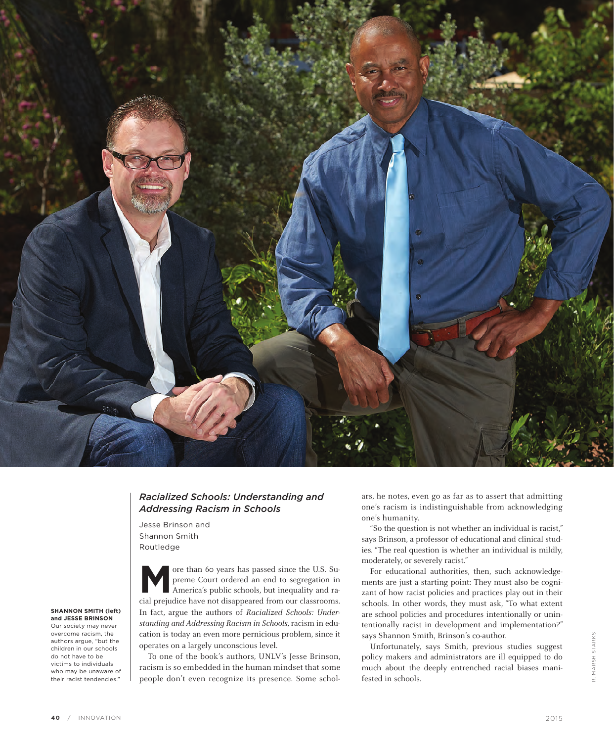**SHANNON SMITH (left) and JESSE BRINSON**

Our society may never overcome racism, the authors argue, "but the children in our schools do not have to be victims to individuals who may be unaware of their racist tendencies."

## *Racialized Schools: Understanding and Addressing Racism in Schools*

Jesse Brinson and Shannon Smith
Routledge

More than 60 years has passed since the U.S. Supreme Court ordered an end to segregation in America's public schools, but inequality and racial prejudice have not disappeared from our classrooms. In fact, argue the authors of *Racialized Schools: Understanding and Addressing Racism in Schools*, racism in education is today an even more pernicious problem, since it operates on a largely unconscious level.

To one of the book's authors, UNLV's Jesse Brinson, racism is so embedded in the human mindset that some people don't even recognize its presence. Some scholars, he notes, even go as far as to assert that admitting one's racism is indistinguishable from acknowledging one's humanity.

"So the question is not whether an individual is racist," says Brinson, a professor of educational and clinical studies. "The real question is whether an individual is mildly, moderately, or severely racist."

For educational authorities, then, such acknowledgements are just a starting point: They must also be cognizant of how racist policies and practices play out in their schools. In other words, they must ask, "To what extent are school policies and procedures intentionally or unintentionally racist in development and implementation?" says Shannon Smith, Brinson's co-author.

Unfortunately, says Smith, previous studies suggest policy makers and administrators are ill equipped to do much about the deeply entrenched racial biases manifested in schools.

R. MARSH STARKS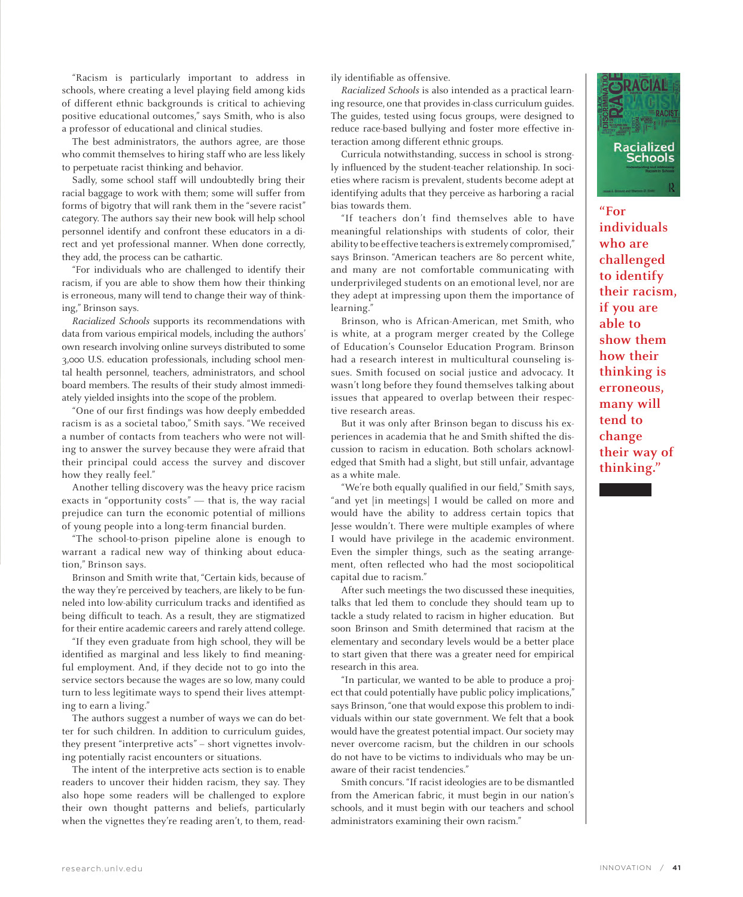"Racism is particularly important to address in schools, where creating a level playing field among kids of different ethnic backgrounds is critical to achieving positive educational outcomes," says Smith, who is also a professor of educational and clinical studies.

The best administrators, the authors agree, are those who commit themselves to hiring staff who are less likely to perpetuate racist thinking and behavior.

Sadly, some school staff will undoubtedly bring their racial baggage to work with them; some will suffer from forms of bigotry that will rank them in the "severe racist" category. The authors say their new book will help school personnel identify and confront these educators in a direct and yet professional manner. When done correctly, they add, the process can be cathartic.

"For individuals who are challenged to identify their racism, if you are able to show them how their thinking is erroneous, many will tend to change their way of thinking," Brinson says.

*Racialized Schools* supports its recommendations with data from various empirical models, including the authors' own research involving online surveys distributed to some 3,000 U.S. education professionals, including school mental health personnel, teachers, administrators, and school board members. The results of their study almost immediately yielded insights into the scope of the problem.

"One of our first findings was how deeply embedded racism is as a societal taboo," Smith says. "We received a number of contacts from teachers who were not willing to answer the survey because they were afraid that their principal could access the survey and discover how they really feel."

Another telling discovery was the heavy price racism exacts in "opportunity costs" — that is, the way racial prejudice can turn the economic potential of millions of young people into a long-term financial burden.

"The school-to-prison pipeline alone is enough to warrant a radical new way of thinking about education," Brinson says.

Brinson and Smith write that, "Certain kids, because of the way they're perceived by teachers, are likely to be funneled into low-ability curriculum tracks and identified as being difficult to teach. As a result, they are stigmatized for their entire academic careers and rarely attend college.

"If they even graduate from high school, they will be identified as marginal and less likely to find meaningful employment. And, if they decide not to go into the service sectors because the wages are so low, many could turn to less legitimate ways to spend their lives attempting to earn a living."

The authors suggest a number of ways we can do better for such children. In addition to curriculum guides, they present "interpretive acts" – short vignettes involving potentially racist encounters or situations.

The intent of the interpretive acts section is to enable readers to uncover their hidden racism, they say. They also hope some readers will be challenged to explore their own thought patterns and beliefs, particularly when the vignettes they're reading aren't, to them, readily identifiable as offensive.

*Racialized Schools* is also intended as a practical learning resource, one that provides in-class curriculum guides. The guides, tested using focus groups, were designed to reduce race-based bullying and foster more effective interaction among different ethnic groups.

Curricula notwithstanding, success in school is strongly influenced by the student-teacher relationship. In societies where racism is prevalent, students become adept at identifying adults that they perceive as harboring a racial bias towards them.

"If teachers don't find themselves able to have meaningful relationships with students of color, their ability to be effective teachers is extremely compromised," says Brinson. "American teachers are 80 percent white, and many are not comfortable communicating with underprivileged students on an emotional level, nor are they adept at impressing upon them the importance of learning."

Brinson, who is African-American, met Smith, who is white, at a program merger created by the College of Education's Counselor Education Program. Brinson had a research interest in multicultural counseling issues. Smith focused on social justice and advocacy. It wasn't long before they found themselves talking about issues that appeared to overlap between their respective research areas.

But it was only after Brinson began to discuss his experiences in academia that he and Smith shifted the discussion to racism in education. Both scholars acknowledged that Smith had a slight, but still unfair, advantage as a white male.

"We're both equally qualified in our field," Smith says, "and yet [in meetings] I would be called on more and would have the ability to address certain topics that Jesse wouldn't. There were multiple examples of where I would have privilege in the academic environment. Even the simpler things, such as the seating arrangement, often reflected who had the most sociopolitical capital due to racism."

After such meetings the two discussed these inequities, talks that led them to conclude they should team up to tackle a study related to racism in higher education. But soon Brinson and Smith determined that racism at the elementary and secondary levels would be a better place to start given that there was a greater need for empirical research in this area.

"In particular, we wanted to be able to produce a project that could potentially have public policy implications," says Brinson, "one that would expose this problem to individuals within our state government. We felt that a book would have the greatest potential impact. Our society may never overcome racism, but the children in our schools do not have to be victims to individuals who may be unaware of their racist tendencies."

Smith concurs. "If racist ideologies are to be dismantled from the American fabric, it must begin in our nation's schools, and it must begin with our teachers and school administrators examining their own racism."

**"For individuals who are challenged to identify their racism, if you are able to show them how their thinking is erroneous, many will tend to change their way of thinking."**